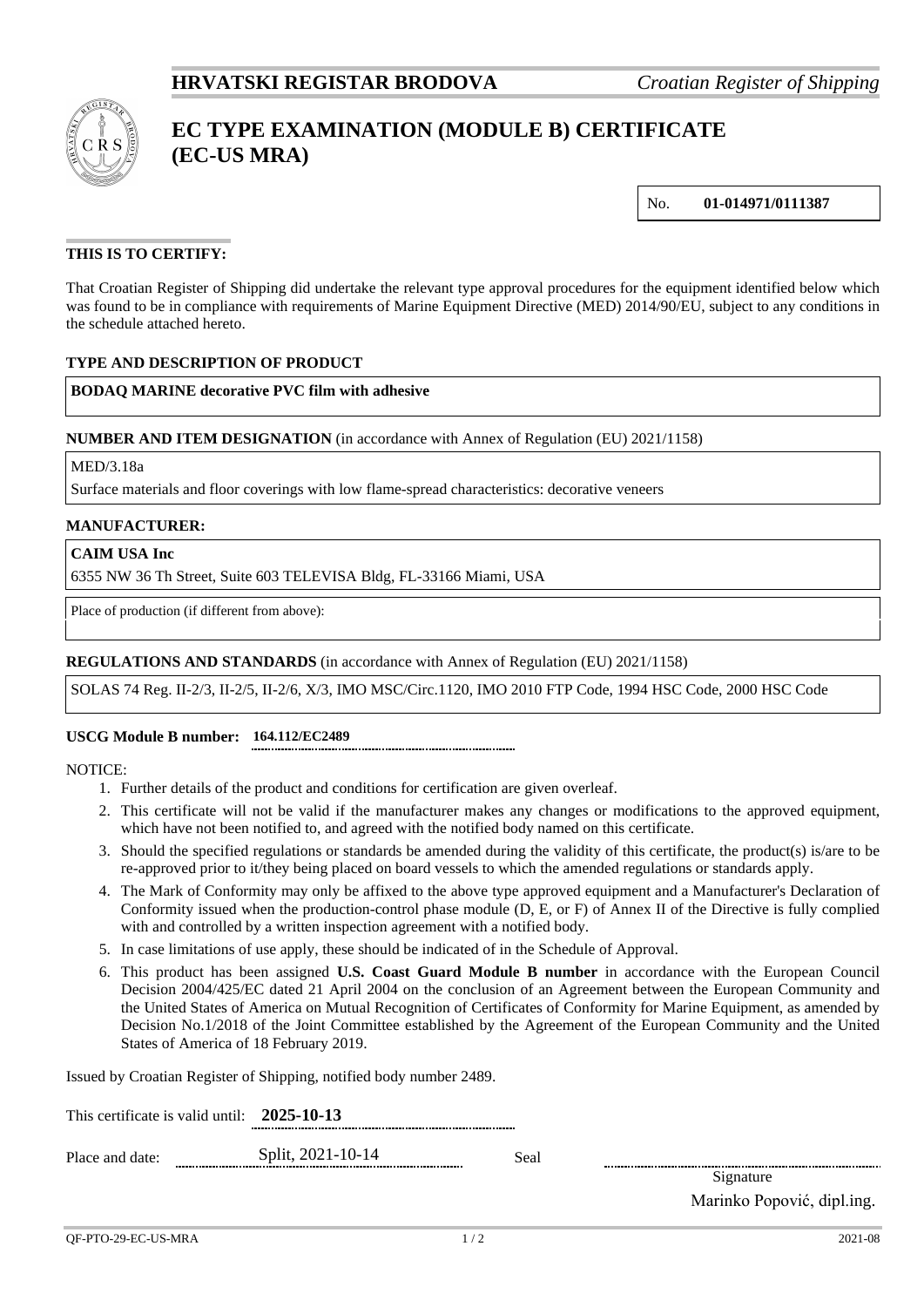**HRVATSKI REGISTAR BRODOVA** *Croatian Register of Shipping*

# EC TYPE EXAMINATION (MODULE B) CERTIFICATE (EC-US MRA)

No. **01-014971/0111387**

**THIS IS TO CERTIFY:**

That Croatian Register of Shipping did undertake the relevant type approval procedures for the equipment identified below which was found to be in compliance with requirements of Marine Equipment Directive (MED) 2014/90/EU, subject to any conditions in the schedule attached hereto.

**TYPE AND DESCRIPTION OF PRODUCT**

**BODAQ MARINE decorative PVC film with adhesive**

**NUMBER AND ITEM DESIGNATION** (in accordance with Annex of Regulation (EU) 2021/1158)

MED/3.18a

Surface materials and floor coverings with low flame-spread characteristics: decorative veneers

**MANUFACTURER:**

**CAIM USA Inc**

6355 NW 36 Th Street, Suite 603 TELEVISA Bldg, FL-33166 Miami, USA

Place of production (if different from above):

**REGULATIONS AND STANDARDS** (in accordance with Annex of Regulation (EU) 2021/1158)

SOLAS 74 Reg. II-2/3, II-2/5, II-2/6, X/3, IMO MSC/Circ.1120, IMO 2010 FTP Code, 1994 HSC Code, 2000 HSC Code

**USCG Module B number:** **164.112/EC2489**

NOTICE:

1. Further details of the product and conditions for certification are given overleaf.
2. This certificate will not be valid if the manufacturer makes any changes or modifications to the approved equipment, which have not been notified to, and agreed with the notified body named on this certificate.
3. Should the specified regulations or standards be amended during the validity of this certificate, the product(s) is/are to be re-approved prior to it/they being placed on board vessels to which the amended regulations or standards apply.
4. The Mark of Conformity may only be affixed to the above type approved equipment and a Manufacturer's Declaration of Conformity issued when the production-control phase module (D, E, or F) of Annex II of the Directive is fully complied with and controlled by a written inspection agreement with a notified body.
5. In case limitations of use apply, these should be indicated of in the Schedule of Approval.
6. This product has been assigned **U.S. Coast Guard Module B number** in accordance with the European Council Decision 2004/425/EC dated 21 April 2004 on the conclusion of an Agreement between the European Community and the United States of America on Mutual Recognition of Certificates of Conformity for Marine Equipment, as amended by Decision No.1/2018 of the Joint Committee established by the Agreement of the European Community and the United States of America of 18 February 2019.

Issued by Croatian Register of Shipping, notified body number 2489.

This certificate is valid until: **2025-10-13**

Place and date: Split, 2021-10-14

Seal

Signature

Marinko Popović, dipl.ing.

QF-PTO-29-EC-US-MRA 2021-08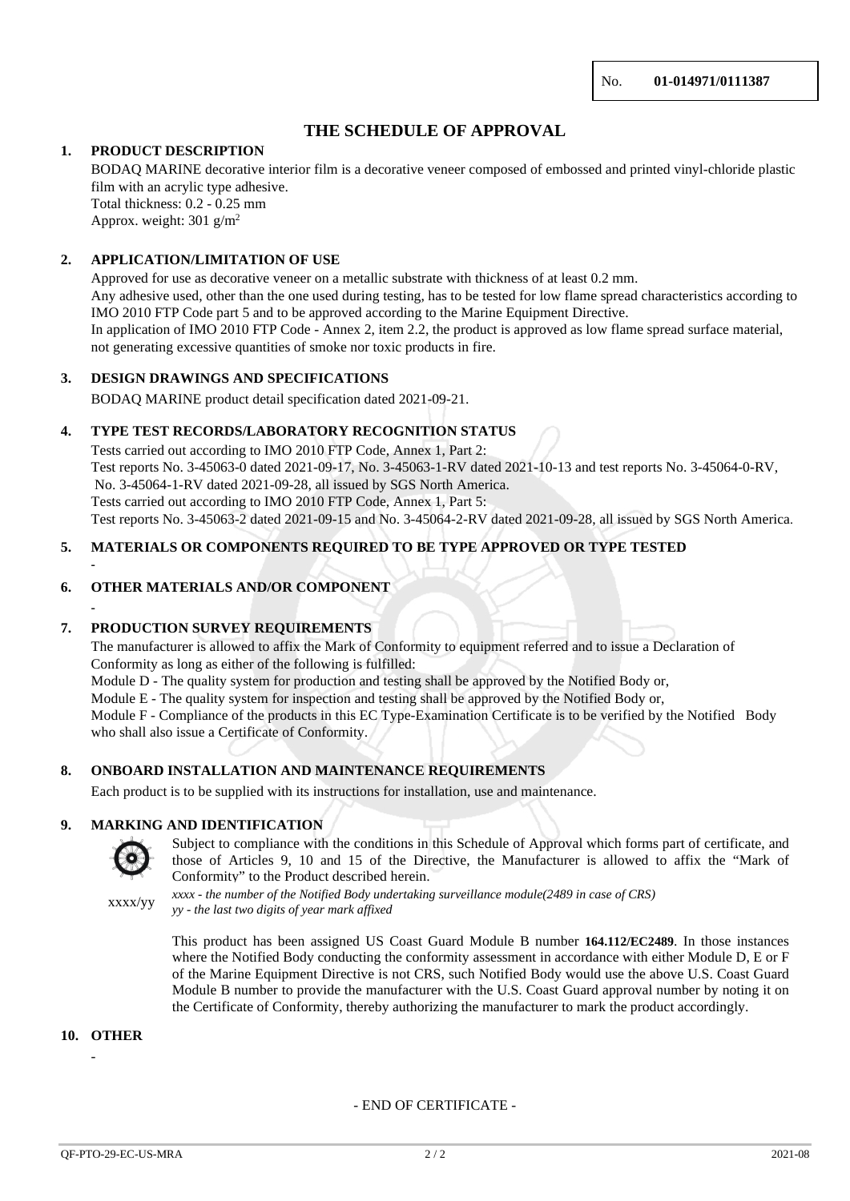No. **01-014971/0111387**

# THE SCHEDULE OF APPROVAL

## 1. PRODUCT DESCRIPTION

BODAQ MARINE decorative interior film is a decorative veneer composed of embossed and printed vinyl-chloride plastic film with an acrylic type adhesive.
Total thickness: 0.2 - 0.25 mm
Approx. weight: 301 g/m$^2$

## 2. APPLICATION/LIMITATION OF USE

Approved for use as decorative veneer on a metallic substrate with thickness of at least 0.2 mm.
Any adhesive used, other than the one used during testing, has to be tested for low flame spread characteristics according to IMO 2010 FTP Code part 5 and to be approved according to the Marine Equipment Directive.
In application of IMO 2010 FTP Code - Annex 2, item 2.2, the product is approved as low flame spread surface material, not generating excessive quantities of smoke nor toxic products in fire.

## 3. DESIGN DRAWINGS AND SPECIFICATIONS

BODAQ MARINE product detail specification dated 2021-09-21.

## 4. TYPE TEST RECORDS/LABORATORY RECOGNITION STATUS

Tests carried out according to IMO 2010 FTP Code, Annex 1, Part 2:
Test reports No. 3-45063-0 dated 2021-09-17, No. 3-45063-1-RV dated 2021-10-13 and test reports No. 3-45064-0-RV, No. 3-45064-1-RV dated 2021-09-28, all issued by SGS North America.
Tests carried out according to IMO 2010 FTP Code, Annex 1, Part 5:
Test reports No. 3-45063-2 dated 2021-09-15 and No. 3-45064-2-RV dated 2021-09-28, all issued by SGS North America.

## 5. MATERIALS OR COMPONENTS REQUIRED TO BE TYPE APPROVED OR TYPE TESTED

-

## 6. OTHER MATERIALS AND/OR COMPONENT

-

## 7. PRODUCTION SURVEY REQUIREMENTS

The manufacturer is allowed to affix the Mark of Conformity to equipment referred and to issue a Declaration of Conformity as long as either of the following is fulfilled:
Module D - The quality system for production and testing shall be approved by the Notified Body or,
Module E - The quality system for inspection and testing shall be approved by the Notified Body or,
Module F - Compliance of the products in this EC Type-Examination Certificate is to be verified by the Notified Body who shall also issue a Certificate of Conformity.

## 8. ONBOARD INSTALLATION AND MAINTENANCE REQUIREMENTS

Each product is to be supplied with its instructions for installation, use and maintenance.

## 9. MARKING AND IDENTIFICATION

Subject to compliance with the conditions in this Schedule of Approval which forms part of certificate, and those of Articles 9, 10 and 15 of the Directive, the Manufacturer is allowed to affix the "Mark of Conformity" to the Product described herein.

xxxx/yy

*xxxx - the number of the Notified Body undertaking surveillance module(2489 in case of CRS)*
*yy - the last two digits of year mark affixed*

This product has been assigned US Coast Guard Module B number **164.112/EC2489**. In those instances where the Notified Body conducting the conformity assessment in accordance with either Module D, E or F of the Marine Equipment Directive is not CRS, such Notified Body would use the above U.S. Coast Guard Module B number to provide the manufacturer with the U.S. Coast Guard approval number by noting it on the Certificate of Conformity, thereby authorizing the manufacturer to mark the product accordingly.

## 10. OTHER

-

- END OF CERTIFICATE -

QF-PTO-29-EC-US-MRA 2021-08